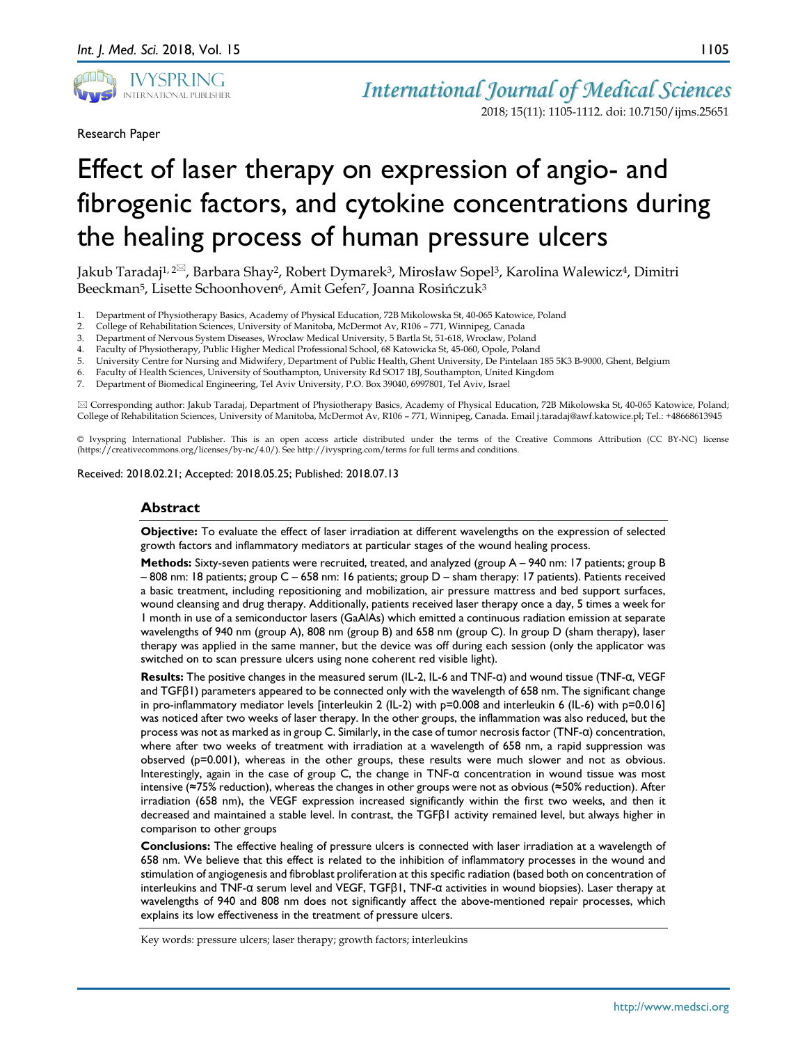Research Paper

# Effect of laser therapy on expression of angio- and fibrogenic factors, and cytokine concentrations during the healing process of human pressure ulcers

Jakub Taradaj[1, 2✉], Barbara Shay[2], Robert Dymarek[3], Mirosław Sopel[3], Karolina Walewicz[4], Dimitri Beeckman[5], Lisette Schoonhoven[6], Amit Gefen[7], Joanna Rosińczuk[3]

1. Department of Physiotherapy Basics, Academy of Physical Education, 72B Mikolowska St, 40-065 Katowice, Poland
2. College of Rehabilitation Sciences, University of Manitoba, McDermot Av, R106 – 771, Winnipeg, Canada
3. Department of Nervous System Diseases, Wroclaw Medical University, 5 Bartla St, 51-618, Wroclaw, Poland
4. Faculty of Physiotherapy, Public Higher Medical Professional School, 68 Katowicka St, 45-060, Opole, Poland
5. University Centre for Nursing and Midwifery, Department of Public Health, Ghent University, De Pintelaan 185 5K3 B-9000, Ghent, Belgium
6. Faculty of Health Sciences, University of Southampton, University Rd SO17 1BJ, Southampton, United Kingdom
7. Department of Biomedical Engineering, Tel Aviv University, P.O. Box 39040, 6997801, Tel Aviv, Israel

✉ Corresponding author: Jakub Taradaj, Department of Physiotherapy Basics, Academy of Physical Education, 72B Mikolowska St, 40-065 Katowice, Poland; College of Rehabilitation Sciences, University of Manitoba, McDermot Av, R106 – 771, Winnipeg, Canada. Email j.taradaj@awf.katowice.pl; Tel.: +48668613945

© Ivyspring International Publisher. This is an open access article distributed under the terms of the Creative Commons Attribution (CC BY-NC) license (https://creativecommons.org/licenses/by-nc/4.0/). See http://ivyspring.com/terms for full terms and conditions.

Received: 2018.02.21; Accepted: 2018.05.25; Published: 2018.07.13

## Abstract

**Objective:** To evaluate the effect of laser irradiation at different wavelengths on the expression of selected growth factors and inflammatory mediators at particular stages of the wound healing process.

**Methods:** Sixty-seven patients were recruited, treated, and analyzed (group A – 940 nm: 17 patients; group B – 808 nm: 18 patients; group C – 658 nm: 16 patients; group D – sham therapy: 17 patients). Patients received a basic treatment, including repositioning and mobilization, air pressure mattress and bed support surfaces, wound cleansing and drug therapy. Additionally, patients received laser therapy once a day, 5 times a week for 1 month in use of a semiconductor lasers (GaAlAs) which emitted a continuous radiation emission at separate wavelengths of 940 nm (group A), 808 nm (group B) and 658 nm (group C). In group D (sham therapy), laser therapy was applied in the same manner, but the device was off during each session (only the applicator was switched on to scan pressure ulcers using none coherent red visible light).

**Results:** The positive changes in the measured serum (IL-2, IL-6 and TNF-α) and wound tissue (TNF-α, VEGF and TGFβ1) parameters appeared to be connected only with the wavelength of 658 nm. The significant change in pro-inflammatory mediator levels [interleukin 2 (IL-2) with $p=0.008$ and interleukin 6 (IL-6) with $p=0.016$] was noticed after two weeks of laser therapy. In the other groups, the inflammation was also reduced, but the process was not as marked as in group C. Similarly, in the case of tumor necrosis factor (TNF-α) concentration, where after two weeks of treatment with irradiation at a wavelength of 658 nm, a rapid suppression was observed ($p=0.001$), whereas in the other groups, these results were much slower and not as obvious. Interestingly, again in the case of group C, the change in TNF-α concentration in wound tissue was most intensive (≈75% reduction), whereas the changes in other groups were not as obvious (≈50% reduction). After irradiation (658 nm), the VEGF expression increased significantly within the first two weeks, and then it decreased and maintained a stable level. In contrast, the TGFβ1 activity remained level, but always higher in comparison to other groups

**Conclusions:** The effective healing of pressure ulcers is connected with laser irradiation at a wavelength of 658 nm. We believe that this effect is related to the inhibition of inflammatory processes in the wound and stimulation of angiogenesis and fibroblast proliferation at this specific radiation (based both on concentration of interleukins and TNF-α serum level and VEGF, TGFβ1, TNF-α activities in wound biopsies). Laser therapy at wavelengths of 940 and 808 nm does not significantly affect the above-mentioned repair processes, which explains its low effectiveness in the treatment of pressure ulcers.

Key words: pressure ulcers; laser therapy; growth factors; interleukins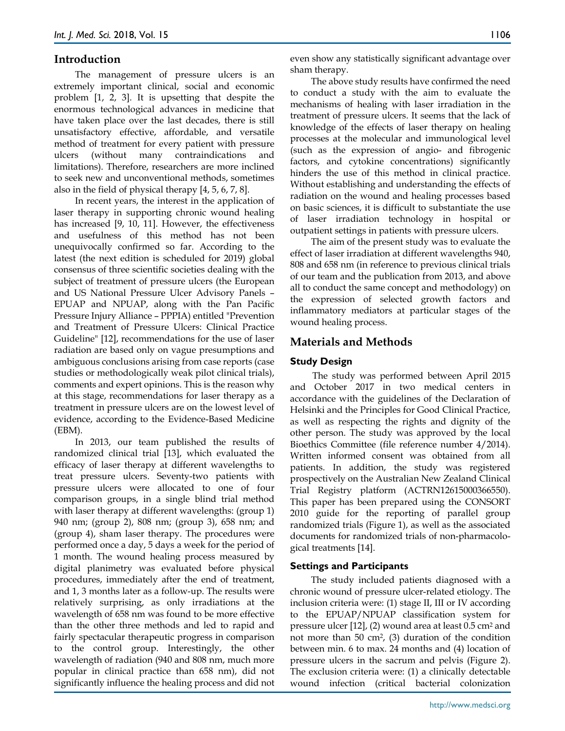## Introduction

The management of pressure ulcers is an extremely important clinical, social and economic problem [1, 2, 3]. It is upsetting that despite the enormous technological advances in medicine that have taken place over the last decades, there is still unsatisfactory effective, affordable, and versatile method of treatment for every patient with pressure ulcers (without many contraindications and limitations). Therefore, researchers are more inclined to seek new and unconventional methods, sometimes also in the field of physical therapy [4, 5, 6, 7, 8].

In recent years, the interest in the application of laser therapy in supporting chronic wound healing has increased [9, 10, 11]. However, the effectiveness and usefulness of this method has not been unequivocally confirmed so far. According to the latest (the next edition is scheduled for 2019) global consensus of three scientific societies dealing with the subject of treatment of pressure ulcers (the European and US National Pressure Ulcer Advisory Panels – EPUAP and NPUAP, along with the Pan Pacific Pressure Injury Alliance – PPPIA) entitled "Prevention and Treatment of Pressure Ulcers: Clinical Practice Guideline" [12], recommendations for the use of laser radiation are based only on vague presumptions and ambiguous conclusions arising from case reports (case studies or methodologically weak pilot clinical trials), comments and expert opinions. This is the reason why at this stage, recommendations for laser therapy as a treatment in pressure ulcers are on the lowest level of evidence, according to the Evidence-Based Medicine (EBM).

In 2013, our team published the results of randomized clinical trial [13], which evaluated the efficacy of laser therapy at different wavelengths to treat pressure ulcers. Seventy-two patients with pressure ulcers were allocated to one of four comparison groups, in a single blind trial method with laser therapy at different wavelengths: (group 1) 940 nm; (group 2), 808 nm; (group 3), 658 nm; and (group 4), sham laser therapy. The procedures were performed once a day, 5 days a week for the period of 1 month. The wound healing process measured by digital planimetry was evaluated before physical procedures, immediately after the end of treatment, and 1, 3 months later as a follow-up. The results were relatively surprising, as only irradiations at the wavelength of 658 nm was found to be more effective than the other three methods and led to rapid and fairly spectacular therapeutic progress in comparison to the control group. Interestingly, the other wavelength of radiation (940 and 808 nm, much more popular in clinical practice than 658 nm), did not significantly influence the healing process and did not even show any statistically significant advantage over sham therapy.

The above study results have confirmed the need to conduct a study with the aim to evaluate the mechanisms of healing with laser irradiation in the treatment of pressure ulcers. It seems that the lack of knowledge of the effects of laser therapy on healing processes at the molecular and immunological level (such as the expression of angio- and fibrogenic factors, and cytokine concentrations) significantly hinders the use of this method in clinical practice. Without establishing and understanding the effects of radiation on the wound and healing processes based on basic sciences, it is difficult to substantiate the use of laser irradiation technology in hospital or outpatient settings in patients with pressure ulcers.

The aim of the present study was to evaluate the effect of laser irradiation at different wavelengths 940, 808 and 658 nm (in reference to previous clinical trials of our team and the publication from 2013, and above all to conduct the same concept and methodology) on the expression of selected growth factors and inflammatory mediators at particular stages of the wound healing process.

## Materials and Methods

### Study Design

The study was performed between April 2015 and October 2017 in two medical centers in accordance with the guidelines of the Declaration of Helsinki and the Principles for Good Clinical Practice, as well as respecting the rights and dignity of the other person. The study was approved by the local Bioethics Committee (file reference number 4/2014). Written informed consent was obtained from all patients. In addition, the study was registered prospectively on the Australian New Zealand Clinical Trial Registry platform (ACTRN12615000366550). This paper has been prepared using the CONSORT 2010 guide for the reporting of parallel group randomized trials (Figure 1), as well as the associated documents for randomized trials of non-pharmacological treatments [14].

### Settings and Participants

The study included patients diagnosed with a chronic wound of pressure ulcer-related etiology. The inclusion criteria were: (1) stage II, III or IV according to the EPUAP/NPUAP classification system for pressure ulcer [12], (2) wound area at least 0.5 cm$^2$ and not more than 50 cm$^2$, (3) duration of the condition between min. 6 to max. 24 months and (4) location of pressure ulcers in the sacrum and pelvis (Figure 2). The exclusion criteria were: (1) a clinically detectable wound infection (critical bacterial colonization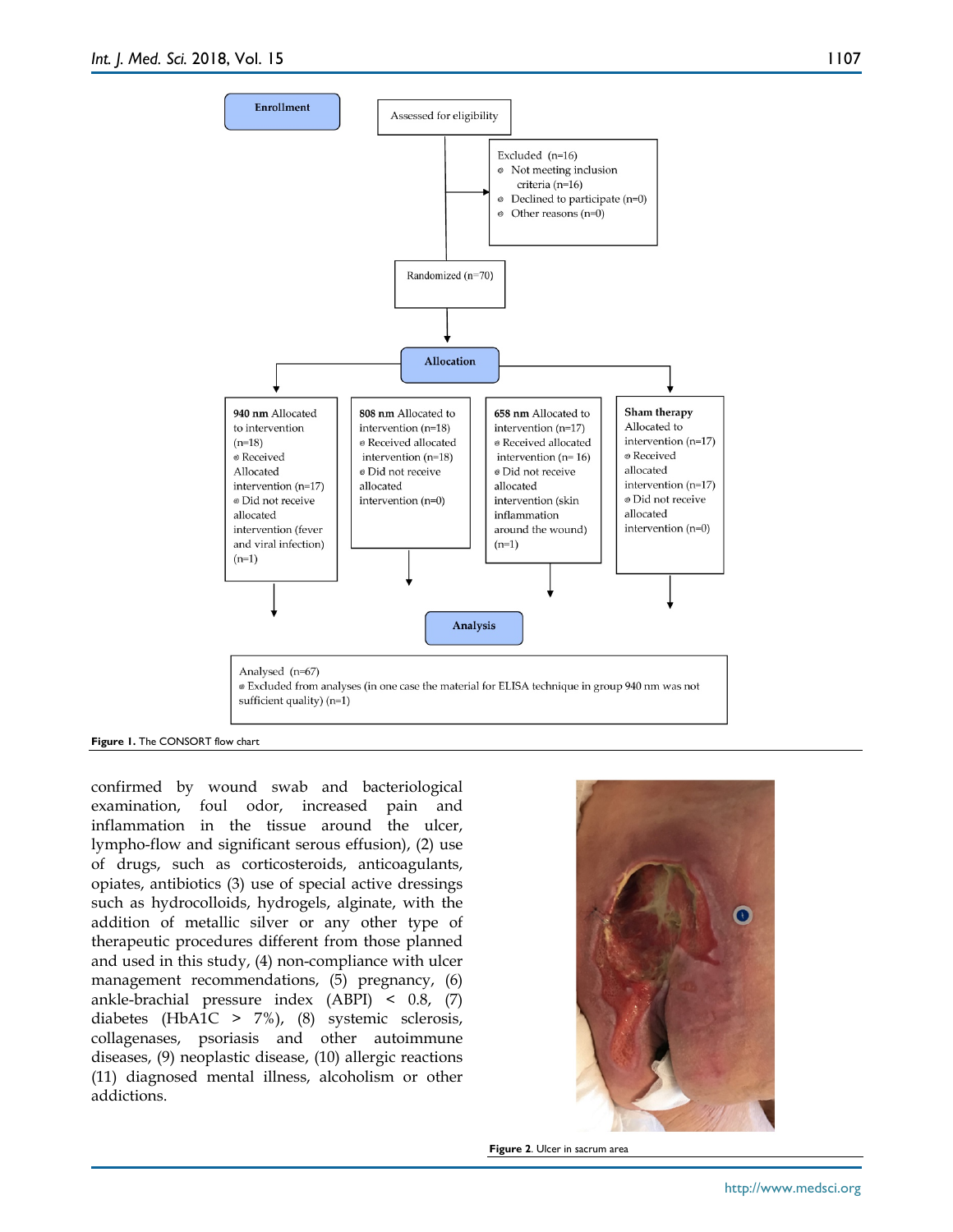Enrollment

Assessed for eligibility

Excluded (n=16)
- Not meeting inclusion criteria (n=16)
- Declined to participate (n=0)
- Other reasons (n=0)

Randomized (n=70)

Allocation

**940 nm** Allocated to intervention (n=18)
- Received Allocated intervention (n=17)
- Did not receive allocated intervention (fever and viral infection) (n=1)

**808 nm** Allocated to intervention (n=18)
- Received allocated intervention (n=18)
- Did not receive allocated intervention (n=0)

**658 nm** Allocated to intervention (n=17)
- Received allocated intervention (n= 16)
- Did not receive allocated intervention (skin inflammation around the wound) (n=1)

**Sham therapy** Allocated to intervention (n=17)
- Received allocated intervention (n=17)
- Did not receive allocated intervention (n=0)

Analysis

Analysed (n=67)
- Excluded from analyses (in one case the material for ELISA technique in group 940 nm was not sufficient quality) (n=1)

**Figure 1.** The CONSORT flow chart

confirmed by wound swab and bacteriological examination, foul odor, increased pain and inflammation in the tissue around the ulcer, lympho-flow and significant serous effusion), (2) use of drugs, such as corticosteroids, anticoagulants, opiates, antibiotics (3) use of special active dressings such as hydrocolloids, hydrogels, alginate, with the addition of metallic silver or any other type of therapeutic procedures different from those planned and used in this study, (4) non-compliance with ulcer management recommendations, (5) pregnancy, (6) ankle-brachial pressure index (ABPI) < 0.8, (7) diabetes (HbA1C > 7%), (8) systemic sclerosis, collagenases, psoriasis and other autoimmune diseases, (9) neoplastic disease, (10) allergic reactions (11) diagnosed mental illness, alcoholism or other addictions.

**Figure 2**. Ulcer in sacrum area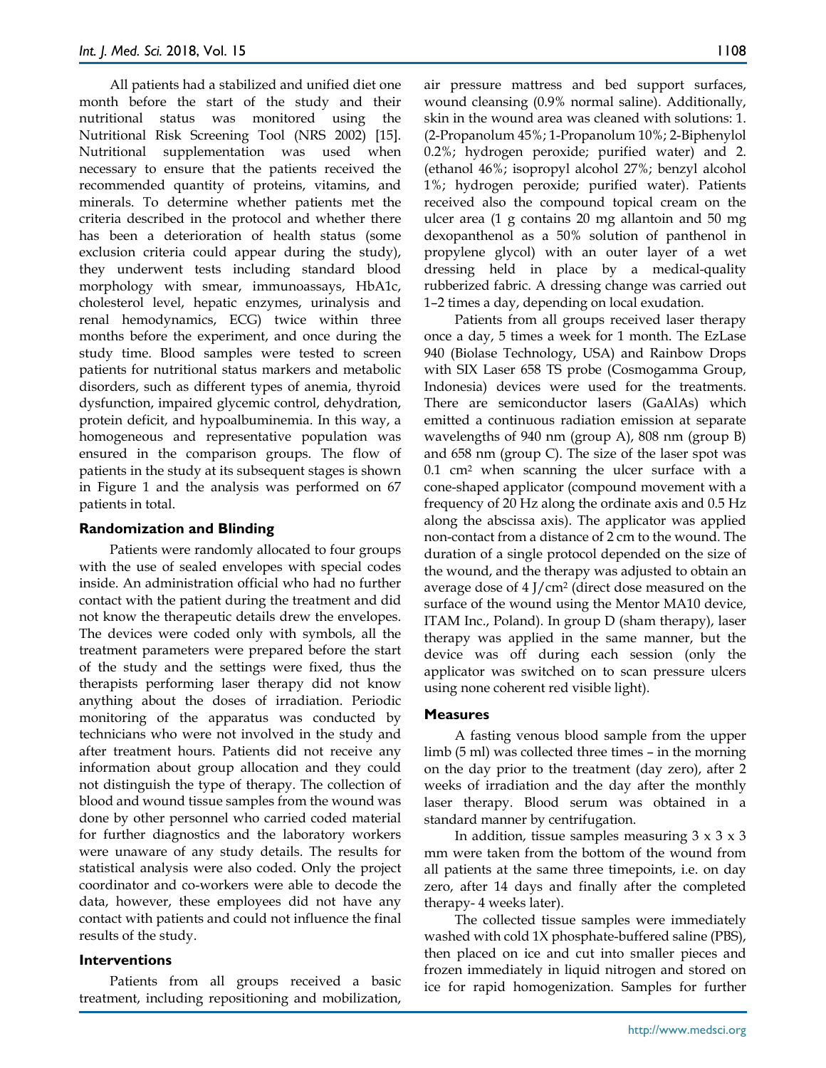All patients had a stabilized and unified diet one month before the start of the study and their nutritional status was monitored using the Nutritional Risk Screening Tool (NRS 2002) [15]. Nutritional supplementation was used when necessary to ensure that the patients received the recommended quantity of proteins, vitamins, and minerals. To determine whether patients met the criteria described in the protocol and whether there has been a deterioration of health status (some exclusion criteria could appear during the study), they underwent tests including standard blood morphology with smear, immunoassays, HbA1c, cholesterol level, hepatic enzymes, urinalysis and renal hemodynamics, ECG) twice within three months before the experiment, and once during the study time. Blood samples were tested to screen patients for nutritional status markers and metabolic disorders, such as different types of anemia, thyroid dysfunction, impaired glycemic control, dehydration, protein deficit, and hypoalbuminemia. In this way, a homogeneous and representative population was ensured in the comparison groups. The flow of patients in the study at its subsequent stages is shown in Figure 1 and the analysis was performed on 67 patients in total.

### Randomization and Blinding

Patients were randomly allocated to four groups with the use of sealed envelopes with special codes inside. An administration official who had no further contact with the patient during the treatment and did not know the therapeutic details drew the envelopes. The devices were coded only with symbols, all the treatment parameters were prepared before the start of the study and the settings were fixed, thus the therapists performing laser therapy did not know anything about the doses of irradiation. Periodic monitoring of the apparatus was conducted by technicians who were not involved in the study and after treatment hours. Patients did not receive any information about group allocation and they could not distinguish the type of therapy. The collection of blood and wound tissue samples from the wound was done by other personnel who carried coded material for further diagnostics and the laboratory workers were unaware of any study details. The results for statistical analysis were also coded. Only the project coordinator and co-workers were able to decode the data, however, these employees did not have any contact with patients and could not influence the final results of the study.

### Interventions

Patients from all groups received a basic treatment, including repositioning and mobilization, air pressure mattress and bed support surfaces, wound cleansing (0.9% normal saline). Additionally, skin in the wound area was cleaned with solutions: 1. (2-Propanolum 45%; 1-Propanolum 10%; 2-Biphenylol 0.2%; hydrogen peroxide; purified water) and 2. (ethanol 46%; isopropyl alcohol 27%; benzyl alcohol 1%; hydrogen peroxide; purified water). Patients received also the compound topical cream on the ulcer area (1 g contains 20 mg allantoin and 50 mg dexopanthenol as a 50% solution of panthenol in propylene glycol) with an outer layer of a wet dressing held in place by a medical-quality rubberized fabric. A dressing change was carried out 1–2 times a day, depending on local exudation.

Patients from all groups received laser therapy once a day, 5 times a week for 1 month. The EzLase 940 (Biolase Technology, USA) and Rainbow Drops with SIX Laser 658 TS probe (Cosmogamma Group, Indonesia) devices were used for the treatments. There are semiconductor lasers (GaAlAs) which emitted a continuous radiation emission at separate wavelengths of 940 nm (group A), 808 nm (group B) and 658 nm (group C). The size of the laser spot was 0.1 $cm^2$ when scanning the ulcer surface with a cone-shaped applicator (compound movement with a frequency of 20 Hz along the ordinate axis and 0.5 Hz along the abscissa axis). The applicator was applied non-contact from a distance of 2 cm to the wound. The duration of a single protocol depended on the size of the wound, and the therapy was adjusted to obtain an average dose of 4 J/$cm^2$ (direct dose measured on the surface of the wound using the Mentor MA10 device, ITAM Inc., Poland). In group D (sham therapy), laser therapy was applied in the same manner, but the device was off during each session (only the applicator was switched on to scan pressure ulcers using none coherent red visible light).

### Measures

A fasting venous blood sample from the upper limb (5 ml) was collected three times – in the morning on the day prior to the treatment (day zero), after 2 weeks of irradiation and the day after the monthly laser therapy. Blood serum was obtained in a standard manner by centrifugation.

In addition, tissue samples measuring 3 x 3 x 3 mm were taken from the bottom of the wound from all patients at the same three timepoints, i.e. on day zero, after 14 days and finally after the completed therapy- 4 weeks later).

The collected tissue samples were immediately washed with cold 1X phosphate-buffered saline (PBS), then placed on ice and cut into smaller pieces and frozen immediately in liquid nitrogen and stored on ice for rapid homogenization. Samples for further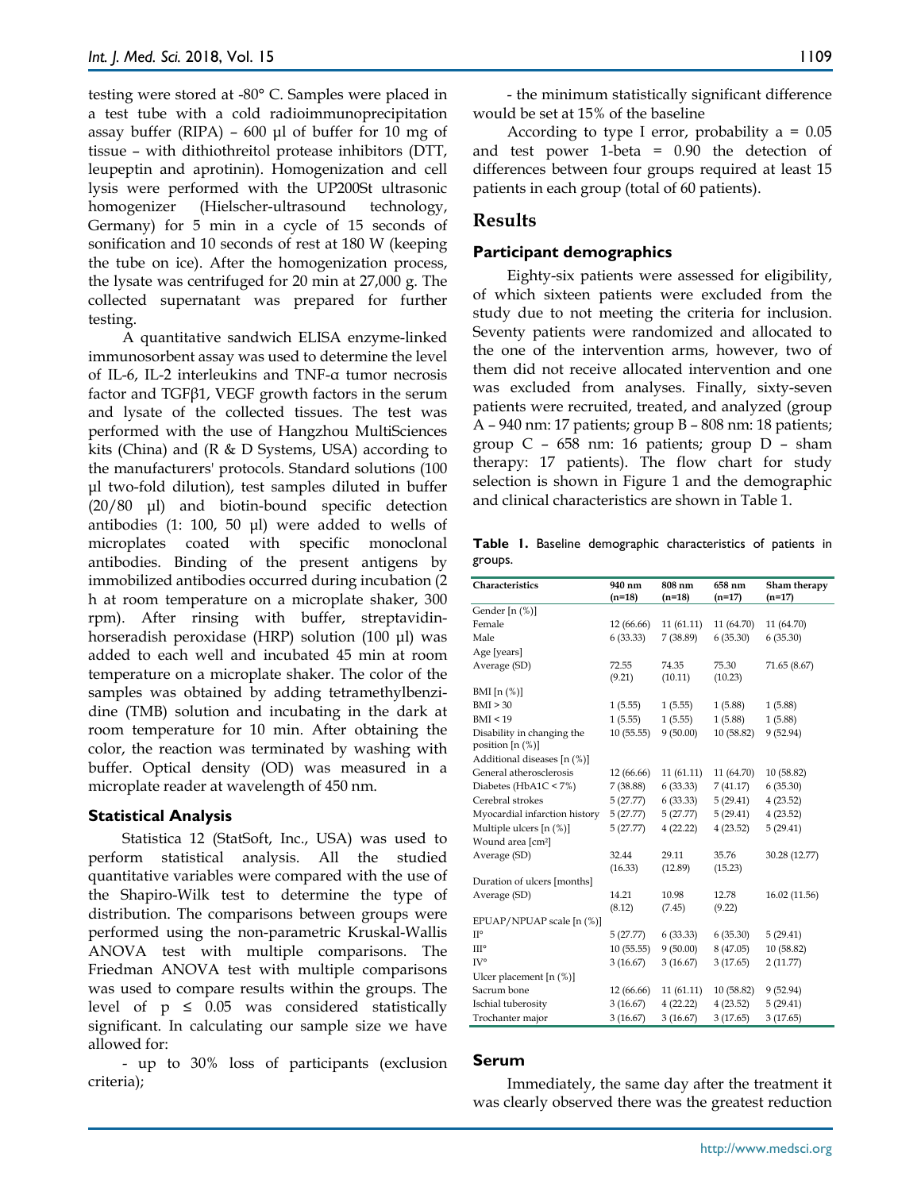testing were stored at -80° C. Samples were placed in a test tube with a cold radioimmunoprecipitation assay buffer (RIPA) – 600 µl of buffer for 10 mg of tissue – with dithiothreitol protease inhibitors (DTT, leupeptin and aprotinin). Homogenization and cell lysis were performed with the UP200St ultrasonic homogenizer (Hielscher-ultrasound technology, Germany) for 5 min in a cycle of 15 seconds of sonification and 10 seconds of rest at 180 W (keeping the tube on ice). After the homogenization process, the lysate was centrifuged for 20 min at 27,000 g. The collected supernatant was prepared for further testing.

A quantitative sandwich ELISA enzyme-linked immunosorbent assay was used to determine the level of IL-6, IL-2 interleukins and TNF-α tumor necrosis factor and TGFβ1, VEGF growth factors in the serum and lysate of the collected tissues. The test was performed with the use of Hangzhou MultiSciences kits (China) and (R & D Systems, USA) according to the manufacturers' protocols. Standard solutions (100 µl two-fold dilution), test samples diluted in buffer (20/80 µl) and biotin-bound specific detection antibodies (1: 100, 50 µl) were added to wells of microplates coated with specific monoclonal antibodies. Binding of the present antigens by immobilized antibodies occurred during incubation (2 h at room temperature on a microplate shaker, 300 rpm). After rinsing with buffer, streptavidin-horseradish peroxidase (HRP) solution (100 µl) was added to each well and incubated 45 min at room temperature on a microplate shaker. The color of the samples was obtained by adding tetramethylbenzidine (TMB) solution and incubating in the dark at room temperature for 10 min. After obtaining the color, the reaction was terminated by washing with buffer. Optical density (OD) was measured in a microplate reader at wavelength of 450 nm.

### Statistical Analysis

Statistica 12 (StatSoft, Inc., USA) was used to perform statistical analysis. All the studied quantitative variables were compared with the use of the Shapiro-Wilk test to determine the type of distribution. The comparisons between groups were performed using the non-parametric Kruskal-Wallis ANOVA test with multiple comparisons. The Friedman ANOVA test with multiple comparisons was used to compare results within the groups. The level of $p \leq 0.05$ was considered statistically significant. In calculating our sample size we have allowed for:

- up to 30% loss of participants (exclusion criteria);

- the minimum statistically significant difference would be set at 15% of the baseline

According to type I error, probability a = 0.05 and test power 1-beta = 0.90 the detection of differences between four groups required at least 15 patients in each group (total of 60 patients).

## Results

### Participant demographics

Eighty-six patients were assessed for eligibility, of which sixteen patients were excluded from the study due to not meeting the criteria for inclusion. Seventy patients were randomized and allocated to the one of the intervention arms, however, two of them did not receive allocated intervention and one was excluded from analyses. Finally, sixty-seven patients were recruited, treated, and analyzed (group A – 940 nm: 17 patients; group B – 808 nm: 18 patients; group C – 658 nm: 16 patients; group D – sham therapy: 17 patients). The flow chart for study selection is shown in Figure 1 and the demographic and clinical characteristics are shown in Table 1.

**Table 1.** Baseline demographic characteristics of patients in groups.

| Characteristics | 940 nm (n=18) | 808 nm (n=18) | 658 nm (n=17) | Sham therapy (n=17) |
|---|---|---|---|---|
| Gender [n (%)] | | | | |
| Female | 12 (66.66) | 11 (61.11) | 11 (64.70) | 11 (64.70) |
| Male | 6 (33.33) | 7 (38.89) | 6 (35.30) | 6 (35.30) |
| Age [years] | | | | |
| Average (SD) | 72.55 (9.21) | 74.35 (10.11) | 75.30 (10.23) | 71.65 (8.67) |
| BMI [n (%)] | | | | |
| BMI > 30 | 1 (5.55) | 1 (5.55) | 1 (5.88) | 1 (5.88) |
| BMI < 19 | 1 (5.55) | 1 (5.55) | 1 (5.88) | 1 (5.88) |
| Disability in changing the position [n (%)] | 10 (55.55) | 9 (50.00) | 10 (58.82) | 9 (52.94) |
| Additional diseases [n (%)] | | | | |
| General atherosclerosis | 12 (66.66) | 11 (61.11) | 11 (64.70) | 10 (58.82) |
| Diabetes (HbA1C < 7%) | 7 (38.88) | 6 (33.33) | 7 (41.17) | 6 (35.30) |
| Cerebral strokes | 5 (27.77) | 6 (33.33) | 5 (29.41) | 4 (23.52) |
| Myocardial infarction history | 5 (27.77) | 5 (27.77) | 5 (29.41) | 4 (23.52) |
| Multiple ulcers [n (%)] | 5 (27.77) | 4 (22.22) | 4 (23.52) | 5 (29.41) |
| Wound area [cm²] | | | | |
| Average (SD) | 32.44 (16.33) | 29.11 (12.89) | 35.76 (15.23) | 30.28 (12.77) |
| Duration of ulcers [months] | | | | |
| Average (SD) | 14.21 (8.12) | 10.98 (7.45) | 12.78 (9.22) | 16.02 (11.56) |
| EPUAP/NPUAP scale [n (%)] | | | | |
| II° | 5 (27.77) | 6 (33.33) | 6 (35.30) | 5 (29.41) |
| III° | 10 (55.55) | 9 (50.00) | 8 (47.05) | 10 (58.82) |
| IV° | 3 (16.67) | 3 (16.67) | 3 (17.65) | 2 (11.77) |
| Ulcer placement [n (%)] | | | | |
| Sacrum bone | 12 (66.66) | 11 (61.11) | 10 (58.82) | 9 (52.94) |
| Ischial tuberosity | 3 (16.67) | 4 (22.22) | 4 (23.52) | 5 (29.41) |
| Trochanter major | 3 (16.67) | 3 (16.67) | 3 (17.65) | 3 (17.65) |

### Serum

Immediately, the same day after the treatment it was clearly observed there was the greatest reduction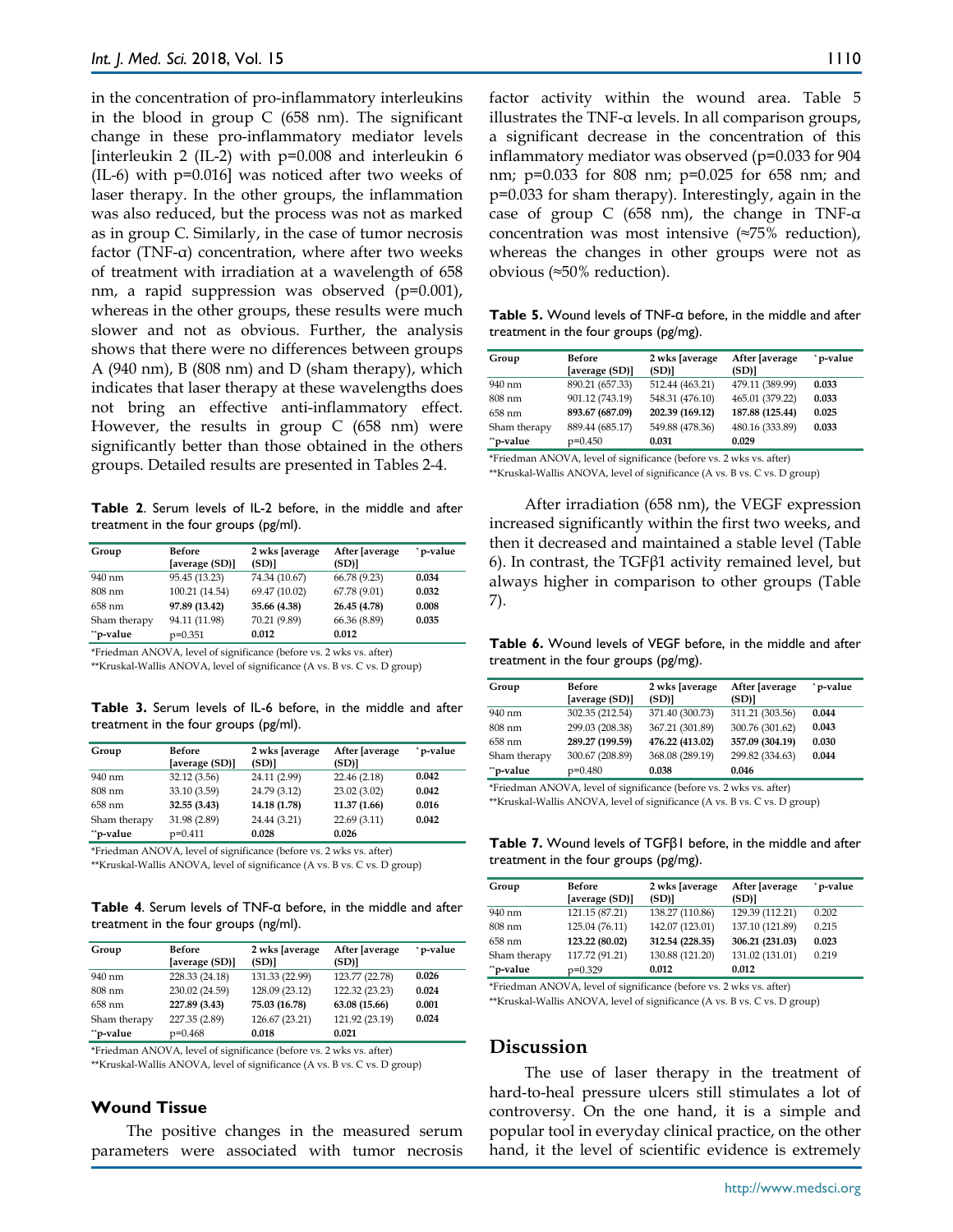in the concentration of pro-inflammatory interleukins in the blood in group C (658 nm). The significant change in these pro-inflammatory mediator levels [interleukin 2 (IL-2) with p=0.008 and interleukin 6 (IL-6) with p=0.016] was noticed after two weeks of laser therapy. In the other groups, the inflammation was also reduced, but the process was not as marked as in group C. Similarly, in the case of tumor necrosis factor (TNF-α) concentration, where after two weeks of treatment with irradiation at a wavelength of 658 nm, a rapid suppression was observed (p=0.001), whereas in the other groups, these results were much slower and not as obvious. Further, the analysis shows that there were no differences between groups A (940 nm), B (808 nm) and D (sham therapy), which indicates that laser therapy at these wavelengths does not bring an effective anti-inflammatory effect. However, the results in group C (658 nm) were significantly better than those obtained in the others groups. Detailed results are presented in Tables 2-4.

**Table 2**. Serum levels of IL-2 before, in the middle and after treatment in the four groups (pg/ml).

| Group | Before [average (SD)] | 2 wks [average (SD)] | After [average (SD)] | *p-value |
|---|---|---|---|---|
| 940 nm | 95.45 (13.23) | 74.34 (10.67) | 66.78 (9.23) | **0.034** |
| 808 nm | 100.21 (14.54) | 69.47 (10.02) | 67.78 (9.01) | **0.032** |
| 658 nm | **97.89 (13.42)** | **35.66 (4.38)** | **26.45 (4.78)** | **0.008** |
| Sham therapy | 94.11 (11.98) | 70.21 (9.89) | 66.36 (8.89) | **0.035** |
| **p-value | p=0.351 | **0.012** | **0.012** | |

*Friedman ANOVA, level of significance (before vs. 2 wks vs. after)
**Kruskal-Wallis ANOVA, level of significance (A vs. B vs. C vs. D group)

**Table 3**. Serum levels of IL-6 before, in the middle and after treatment in the four groups (pg/ml).

| Group | Before [average (SD)] | 2 wks [average (SD)] | After [average (SD)] | *p-value |
|---|---|---|---|---|
| 940 nm | 32.12 (3.56) | 24.11 (2.99) | 22.46 (2.18) | **0.042** |
| 808 nm | 33.10 (3.59) | 24.79 (3.12) | 23.02 (3.02) | **0.042** |
| 658 nm | **32.55 (3.43)** | **14.18 (1.78)** | **11.37 (1.66)** | **0.016** |
| Sham therapy | 31.98 (2.89) | 24.44 (3.21) | 22.69 (3.11) | **0.042** |
| **p-value | p=0.411 | **0.028** | **0.026** | |

*Friedman ANOVA, level of significance (before vs. 2 wks vs. after)
**Kruskal-Wallis ANOVA, level of significance (A vs. B vs. C vs. D group)

**Table 4**. Serum levels of TNF-α before, in the middle and after treatment in the four groups (pg/ml).

| Group | Before [average (SD)] | 2 wks [average (SD)] | After [average (SD)] | *p-value |
|---|---|---|---|---|
| 940 nm | 228.33 (24.18) | 131.33 (22.99) | 123.77 (22.78) | **0.026** |
| 808 nm | 230.02 (24.59) | 128.09 (23.12) | 122.32 (23.23) | **0.024** |
| 658 nm | **227.89 (3.43)** | **75.03 (16.78)** | **63.08 (15.66)** | **0.001** |
| Sham therapy | 227.35 (2.89) | 126.67 (23.21) | 121.92 (23.19) | **0.024** |
| **p-value | p=0.468 | **0.018** | **0.021** | |

*Friedman ANOVA, level of significance (before vs. 2 wks vs. after)
**Kruskal-Wallis ANOVA, level of significance (A vs. B vs. C vs. D group)

### Wound Tissue

The positive changes in the measured serum parameters were associated with tumor necrosis factor activity within the wound area. Table 5 illustrates the TNF-α levels. In all comparison groups, a significant decrease in the concentration of this inflammatory mediator was observed (p=0.033 for 904 nm; p=0.033 for 808 nm; p=0.025 for 658 nm; and p=0.033 for sham therapy). Interestingly, again in the case of group C (658 nm), the change in TNF-α concentration was most intensive (≈75% reduction), whereas the changes in other groups were not as obvious (≈50% reduction).

**Table 5.** Wound levels of TNF-α before, in the middle and after treatment in the four groups (pg/mg).

| Group | Before [average (SD)] | 2 wks [average (SD)] | After [average (SD)] | *p-value |
|---|---|---|---|---|
| 940 nm | 890.21 (657.33) | 512.44 (463.21) | 479.11 (389.99) | **0.033** |
| 808 nm | 901.12 (743.19) | 548.31 (476.10) | 465.01 (379.22) | **0.033** |
| 658 nm | **893.67 (687.09)** | **202.39 (169.12)** | **187.88 (125.44)** | **0.025** |
| Sham therapy | 889.44 (685.17) | 549.88 (478.36) | 480.16 (333.89) | **0.033** |
| **p-value | p=0.450 | **0.031** | **0.029** | |

*Friedman ANOVA, level of significance (before vs. 2 wks vs. after)
**Kruskal-Wallis ANOVA, level of significance (A vs. B vs. C vs. D group)

After irradiation (658 nm), the VEGF expression increased significantly within the first two weeks, and then it decreased and maintained a stable level (Table 6). In contrast, the TGFβ1 activity remained level, but always higher in comparison to other groups (Table 7).

**Table 6.** Wound levels of VEGF before, in the middle and after treatment in the four groups (pg/mg).

| Group | Before [average (SD)] | 2 wks [average (SD)] | After [average (SD)] | *p-value |
|---|---|---|---|---|
| 940 nm | 302.35 (212.54) | 371.40 (300.73) | 311.21 (303.56) | **0.044** |
| 808 nm | 299.03 (208.38) | 367.21 (301.89) | 300.76 (301.62) | **0.043** |
| 658 nm | **289.27 (199.59)** | **476.22 (413.02)** | **357.09 (304.19)** | **0.030** |
| Sham therapy | 300.67 (208.89) | 368.08 (289.19) | 299.82 (334.63) | **0.044** |
| **p-value | p=0.480 | **0.038** | **0.046** | |

*Friedman ANOVA, level of significance (before vs. 2 wks vs. after)
**Kruskal-Wallis ANOVA, level of significance (A vs. B vs. C vs. D group)

**Table 7.** Wound levels of TGFβ1 before, in the middle and after treatment in the four groups (pg/mg).

| Group | Before [average (SD)] | 2 wks [average (SD)] | After [average (SD)] | *p-value |
|---|---|---|---|---|
| 940 nm | 121.15 (87.21) | 138.27 (110.86) | 129.39 (112.21) | 0.202 |
| 808 nm | 125.04 (76.11) | 142.07 (123.01) | 137.10 (121.89) | 0.215 |
| 658 nm | **123.22 (80.02)** | **312.54 (228.35)** | **306.21 (231.03)** | **0.023** |
| Sham therapy | 117.72 (91.21) | 130.88 (121.20) | 131.02 (131.01) | 0.219 |
| **p-value | p=0.329 | **0.012** | **0.012** | |

*Friedman ANOVA, level of significance (before vs. 2 wks vs. after)
**Kruskal-Wallis ANOVA, level of significance (A vs. B vs. C vs. D group)

## Discussion

The use of laser therapy in the treatment of hard-to-heal pressure ulcers still stimulates a lot of controversy. On the one hand, it is a simple and popular tool in everyday clinical practice, on the other hand, it the level of scientific evidence is extremely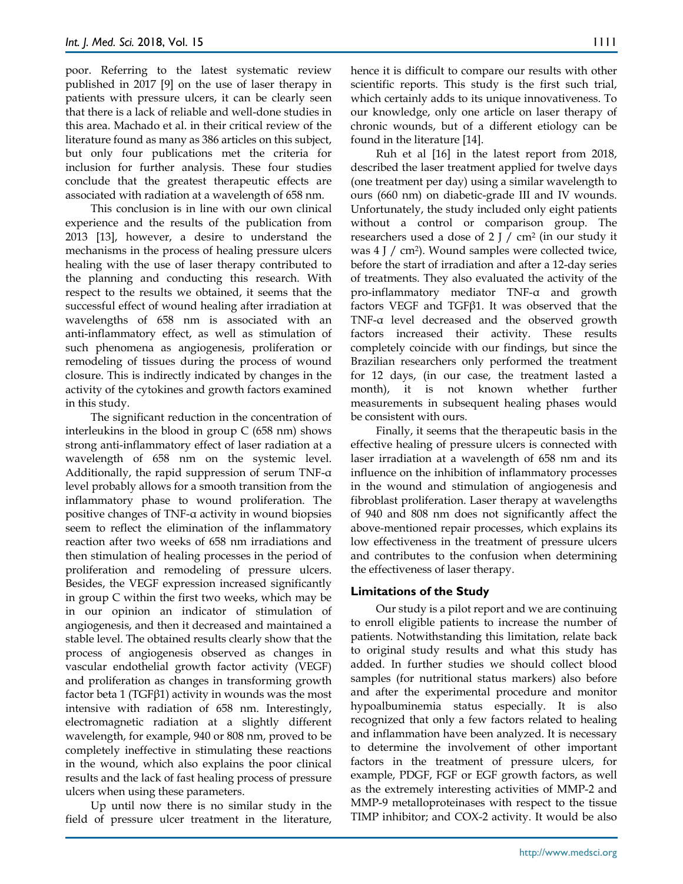poor. Referring to the latest systematic review published in 2017 [9] on the use of laser therapy in patients with pressure ulcers, it can be clearly seen that there is a lack of reliable and well-done studies in this area. Machado et al. in their critical review of the literature found as many as 386 articles on this subject, but only four publications met the criteria for inclusion for further analysis. These four studies conclude that the greatest therapeutic effects are associated with radiation at a wavelength of 658 nm.

This conclusion is in line with our own clinical experience and the results of the publication from 2013 [13], however, a desire to understand the mechanisms in the process of healing pressure ulcers healing with the use of laser therapy contributed to the planning and conducting this research. With respect to the results we obtained, it seems that the successful effect of wound healing after irradiation at wavelengths of 658 nm is associated with an anti-inflammatory effect, as well as stimulation of such phenomena as angiogenesis, proliferation or remodeling of tissues during the process of wound closure. This is indirectly indicated by changes in the activity of the cytokines and growth factors examined in this study.

The significant reduction in the concentration of interleukins in the blood in group C (658 nm) shows strong anti-inflammatory effect of laser radiation at a wavelength of 658 nm on the systemic level. Additionally, the rapid suppression of serum TNF-α level probably allows for a smooth transition from the inflammatory phase to wound proliferation. The positive changes of TNF-α activity in wound biopsies seem to reflect the elimination of the inflammatory reaction after two weeks of 658 nm irradiations and then stimulation of healing processes in the period of proliferation and remodeling of pressure ulcers. Besides, the VEGF expression increased significantly in group C within the first two weeks, which may be in our opinion an indicator of stimulation of angiogenesis, and then it decreased and maintained a stable level. The obtained results clearly show that the process of angiogenesis observed as changes in vascular endothelial growth factor activity (VEGF) and proliferation as changes in transforming growth factor beta 1 (TGFβ1) activity in wounds was the most intensive with radiation of 658 nm. Interestingly, electromagnetic radiation at a slightly different wavelength, for example, 940 or 808 nm, proved to be completely ineffective in stimulating these reactions in the wound, which also explains the poor clinical results and the lack of fast healing process of pressure ulcers when using these parameters.

Up until now there is no similar study in the field of pressure ulcer treatment in the literature, hence it is difficult to compare our results with other scientific reports. This study is the first such trial, which certainly adds to its unique innovativeness. To our knowledge, only one article on laser therapy of chronic wounds, but of a different etiology can be found in the literature [14].

Ruh et al [16] in the latest report from 2018, described the laser treatment applied for twelve days (one treatment per day) using a similar wavelength to ours (660 nm) on diabetic-grade III and IV wounds. Unfortunately, the study included only eight patients without a control or comparison group. The researchers used a dose of 2 J / cm$^2$ (in our study it was 4 J / cm$^2$). Wound samples were collected twice, before the start of irradiation and after a 12-day series of treatments. They also evaluated the activity of the pro-inflammatory mediator TNF-α and growth factors VEGF and TGFβ1. It was observed that the TNF-α level decreased and the observed growth factors increased their activity. These results completely coincide with our findings, but since the Brazilian researchers only performed the treatment for 12 days, (in our case, the treatment lasted a month), it is not known whether further measurements in subsequent healing phases would be consistent with ours.

Finally, it seems that the therapeutic basis in the effective healing of pressure ulcers is connected with laser irradiation at a wavelength of 658 nm and its influence on the inhibition of inflammatory processes in the wound and stimulation of angiogenesis and fibroblast proliferation. Laser therapy at wavelengths of 940 and 808 nm does not significantly affect the above-mentioned repair processes, which explains its low effectiveness in the treatment of pressure ulcers and contributes to the confusion when determining the effectiveness of laser therapy.

### Limitations of the Study

Our study is a pilot report and we are continuing to enroll eligible patients to increase the number of patients. Notwithstanding this limitation, relate back to original study results and what this study has added. In further studies we should collect blood samples (for nutritional status markers) also before and after the experimental procedure and monitor hypoalbuminemia status especially. It is also recognized that only a few factors related to healing and inflammation have been analyzed. It is necessary to determine the involvement of other important factors in the treatment of pressure ulcers, for example, PDGF, FGF or EGF growth factors, as well as the extremely interesting activities of MMP-2 and MMP-9 metalloproteinases with respect to the tissue TIMP inhibitor; and COX-2 activity. It would be also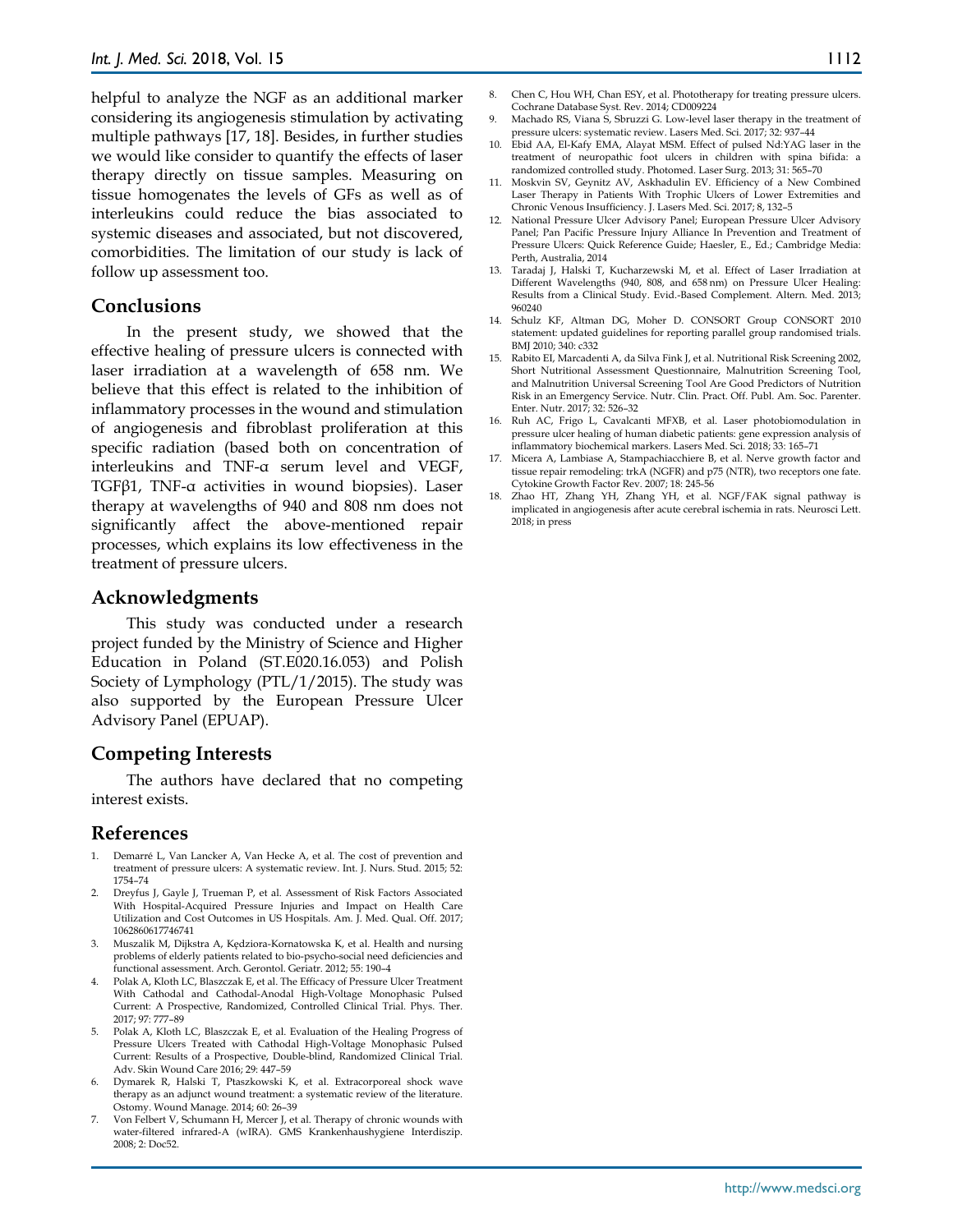helpful to analyze the NGF as an additional marker considering its angiogenesis stimulation by activating multiple pathways [17, 18]. Besides, in further studies we would like consider to quantify the effects of laser therapy directly on tissue samples. Measuring on tissue homogenates the levels of GFs as well as of interleukins could reduce the bias associated to systemic diseases and associated, but not discovered, comorbidities. The limitation of our study is lack of follow up assessment too.

## Conclusions

In the present study, we showed that the effective healing of pressure ulcers is connected with laser irradiation at a wavelength of 658 nm. We believe that this effect is related to the inhibition of inflammatory processes in the wound and stimulation of angiogenesis and fibroblast proliferation at this specific radiation (based both on concentration of interleukins and TNF-α serum level and VEGF, TGFβ1, TNF-α activities in wound biopsies). Laser therapy at wavelengths of 940 and 808 nm does not significantly affect the above-mentioned repair processes, which explains its low effectiveness in the treatment of pressure ulcers.

## Acknowledgments

This study was conducted under a research project funded by the Ministry of Science and Higher Education in Poland (ST.E020.16.053) and Polish Society of Lymphology (PTL/1/2015). The study was also supported by the European Pressure Ulcer Advisory Panel (EPUAP).

## Competing Interests

The authors have declared that no competing interest exists.

## References

1. Demarré L, Van Lancker A, Van Hecke A, et al. The cost of prevention and treatment of pressure ulcers: A systematic review. Int. J. Nurs. Stud. 2015; 52: 1754–74
2. Dreyfus J, Gayle J, Trueman P, et al. Assessment of Risk Factors Associated With Hospital-Acquired Pressure Injuries and Impact on Health Care Utilization and Cost Outcomes in US Hospitals. Am. J. Med. Qual. Off. 2017; 1062860617746741
3. Muszalik M, Dijkstra A, Kędziora-Kornatowska K, et al. Health and nursing problems of elderly patients related to bio-psycho-social need deficiencies and functional assessment. Arch. Gerontol. Geriatr. 2012; 55: 190–4
4. Polak A, Kloth LC, Blaszczak E, et al. The Efficacy of Pressure Ulcer Treatment With Cathodal and Cathodal-Anodal High-Voltage Monophasic Pulsed Current: A Prospective, Randomized, Controlled Clinical Trial. Phys. Ther. 2017; 97: 777–89
5. Polak A, Kloth LC, Blaszczak E, et al. Evaluation of the Healing Progress of Pressure Ulcers Treated with Cathodal High-Voltage Monophasic Pulsed Current: Results of a Prospective, Double-blind, Randomized Clinical Trial. Adv. Skin Wound Care 2016; 29: 447–59
6. Dymarek R, Halski T, Ptaszkowski K, et al. Extracorporeal shock wave therapy as an adjunct wound treatment: a systematic review of the literature. Ostomy. Wound Manage. 2014; 60: 26–39
7. Von Felbert V, Schumann H, Mercer J, et al. Therapy of chronic wounds with water-filtered infrared-A (wIRA). GMS Krankenhaushygiene Interdiszip. 2008; 2: Doc52.
8. Chen C, Hou WH, Chan ESY, et al. Phototherapy for treating pressure ulcers. Cochrane Database Syst. Rev. 2014; CD009224
9. Machado RS, Viana S, Sbruzzi G. Low-level laser therapy in the treatment of pressure ulcers: systematic review. Lasers Med. Sci. 2017; 32: 937–44
10. Ebid AA, El-Kafy EMA, Alayat MSM. Effect of pulsed Nd:YAG laser in the treatment of neuropathic foot ulcers in children with spina bifida: a randomized controlled study. Photomed. Laser Surg. 2013; 31: 565–70
11. Moskvin SV, Geynitz AV, Askhadulin EV. Efficiency of a New Combined Laser Therapy in Patients With Trophic Ulcers of Lower Extremities and Chronic Venous Insufficiency. J. Lasers Med. Sci. 2017; 8, 132–5
12. National Pressure Ulcer Advisory Panel; European Pressure Ulcer Advisory Panel; Pan Pacific Pressure Injury Alliance In Prevention and Treatment of Pressure Ulcers: Quick Reference Guide; Haesler, E., Ed.; Cambridge Media: Perth, Australia, 2014
13. Taradaj J, Halski T, Kucharzewski M, et al. Effect of Laser Irradiation at Different Wavelengths (940, 808, and 658 nm) on Pressure Ulcer Healing: Results from a Clinical Study. Evid.-Based Complement. Altern. Med. 2013; 960240
14. Schulz KF, Altman DG, Moher D. CONSORT Group CONSORT 2010 statement: updated guidelines for reporting parallel group randomised trials. BMJ 2010; 340: c332
15. Rabito EI, Marcadenti A, da Silva Fink J, et al. Nutritional Risk Screening 2002, Short Nutritional Assessment Questionnaire, Malnutrition Screening Tool, and Malnutrition Universal Screening Tool Are Good Predictors of Nutrition Risk in an Emergency Service. Nutr. Clin. Pract. Off. Publ. Am. Soc. Parenter. Enter. Nutr. 2017; 32: 526–32
16. Ruh AC, Frigo L, Cavalcanti MFXB, et al. Laser photobiomodulation in pressure ulcer healing of human diabetic patients: gene expression analysis of inflammatory biochemical markers. Lasers Med. Sci. 2018; 33: 165–71
17. Micera A, Lambiase A, Stampachiacchiere B, et al. Nerve growth factor and tissue repair remodeling: trkA (NGFR) and p75 (NTR), two receptors one fate. Cytokine Growth Factor Rev. 2007; 18: 245-56
18. Zhao HT, Zhang YH, Zhang YH, et al. NGF/FAK signal pathway is implicated in angiogenesis after acute cerebral ischemia in rats. Neurosci Lett. 2018; in press